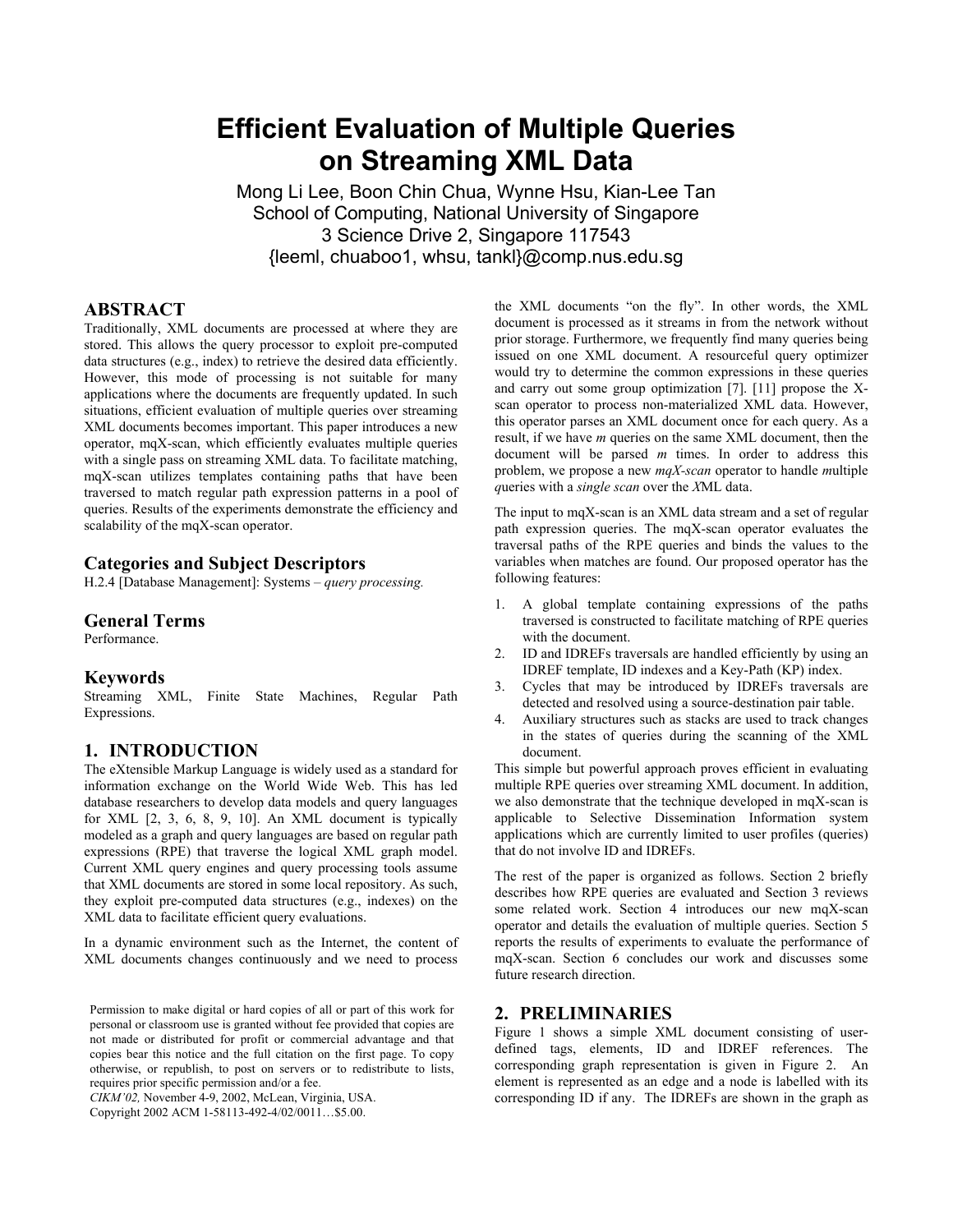# Efficient Evaluation of Multiple Queries on Streaming XML Data

Mong Li Lee, Boon Chin Chua, Wynne Hsu, Kian-Lee Tan
School of Computing, National University of Singapore
3 Science Drive 2, Singapore 117543
{leeml, chuaboo1, whsu, tankl}@comp.nus.edu.sg

## ABSTRACT

Traditionally, XML documents are processed at where they are stored. This allows the query processor to exploit pre-computed data structures (e.g., index) to retrieve the desired data efficiently. However, this mode of processing is not suitable for many applications where the documents are frequently updated. In such situations, efficient evaluation of multiple queries over streaming XML documents becomes important. This paper introduces a new operator, mqX-scan, which efficiently evaluates multiple queries with a single pass on streaming XML data. To facilitate matching, mqX-scan utilizes templates containing paths that have been traversed to match regular path expression patterns in a pool of queries. Results of the experiments demonstrate the efficiency and scalability of the mqX-scan operator.

### Categories and Subject Descriptors

H.2.4 [Database Management]: Systems – *query processing.*

### General Terms

Performance.

### Keywords

Streaming XML, Finite State Machines, Regular Path Expressions.

## 1. INTRODUCTION

The eXtensible Markup Language is widely used as a standard for information exchange on the World Wide Web. This has led database researchers to develop data models and query languages for XML [2, 3, 6, 8, 9, 10]. An XML document is typically modeled as a graph and query languages are based on regular path expressions (RPE) that traverse the logical XML graph model. Current XML query engines and query processing tools assume that XML documents are stored in some local repository. As such, they exploit pre-computed data structures (e.g., indexes) on the XML data to facilitate efficient query evaluations.

In a dynamic environment such as the Internet, the content of XML documents changes continuously and we need to process the XML documents "on the fly". In other words, the XML document is processed as it streams in from the network without prior storage. Furthermore, we frequently find many queries being issued on one XML document. A resourceful query optimizer would try to determine the common expressions in these queries and carry out some group optimization [7]. [11] propose the X-scan operator to process non-materialized XML data. However, this operator parses an XML document once for each query. As a result, if we have *m* queries on the same XML document, then the document will be parsed *m* times. In order to address this problem, we propose a new *mqX-scan* operator to handle *m*ultiple *q*ueries with a *single scan* over the *X*ML data.

The input to mqX-scan is an XML data stream and a set of regular path expression queries. The mqX-scan operator evaluates the traversal paths of the RPE queries and binds the values to the variables when matches are found. Our proposed operator has the following features:

1. A global template containing expressions of the paths traversed is constructed to facilitate matching of RPE queries with the document.
2. ID and IDREFs traversals are handled efficiently by using an IDREF template, ID indexes and a Key-Path (KP) index.
3. Cycles that may be introduced by IDREFs traversals are detected and resolved using a source-destination pair table.
4. Auxiliary structures such as stacks are used to track changes in the states of queries during the scanning of the XML document.

This simple but powerful approach proves efficient in evaluating multiple RPE queries over streaming XML document. In addition, we also demonstrate that the technique developed in mqX-scan is applicable to Selective Dissemination Information system applications which are currently limited to user profiles (queries) that do not involve ID and IDREFs.

The rest of the paper is organized as follows. Section 2 briefly describes how RPE queries are evaluated and Section 3 reviews some related work. Section 4 introduces our new mqX-scan operator and details the evaluation of multiple queries. Section 5 reports the results of experiments to evaluate the performance of mqX-scan. Section 6 concludes our work and discusses some future research direction.

## 2. PRELIMINARIES

Figure 1 shows a simple XML document consisting of user-defined tags, elements, ID and IDREF references. The corresponding graph representation is given in Figure 2. An element is represented as an edge and a node is labelled with its corresponding ID if any. The IDREFs are shown in the graph as

Permission to make digital or hard copies of all or part of this work for personal or classroom use is granted without fee provided that copies are not made or distributed for profit or commercial advantage and that copies bear this notice and the full citation on the first page. To copy otherwise, or republish, to post on servers or to redistribute to lists, requires prior specific permission and/or a fee.
*CIKM'02,* November 4-9, 2002, McLean, Virginia, USA.
Copyright 2002 ACM 1-58113-492-4/02/0011…$5.00.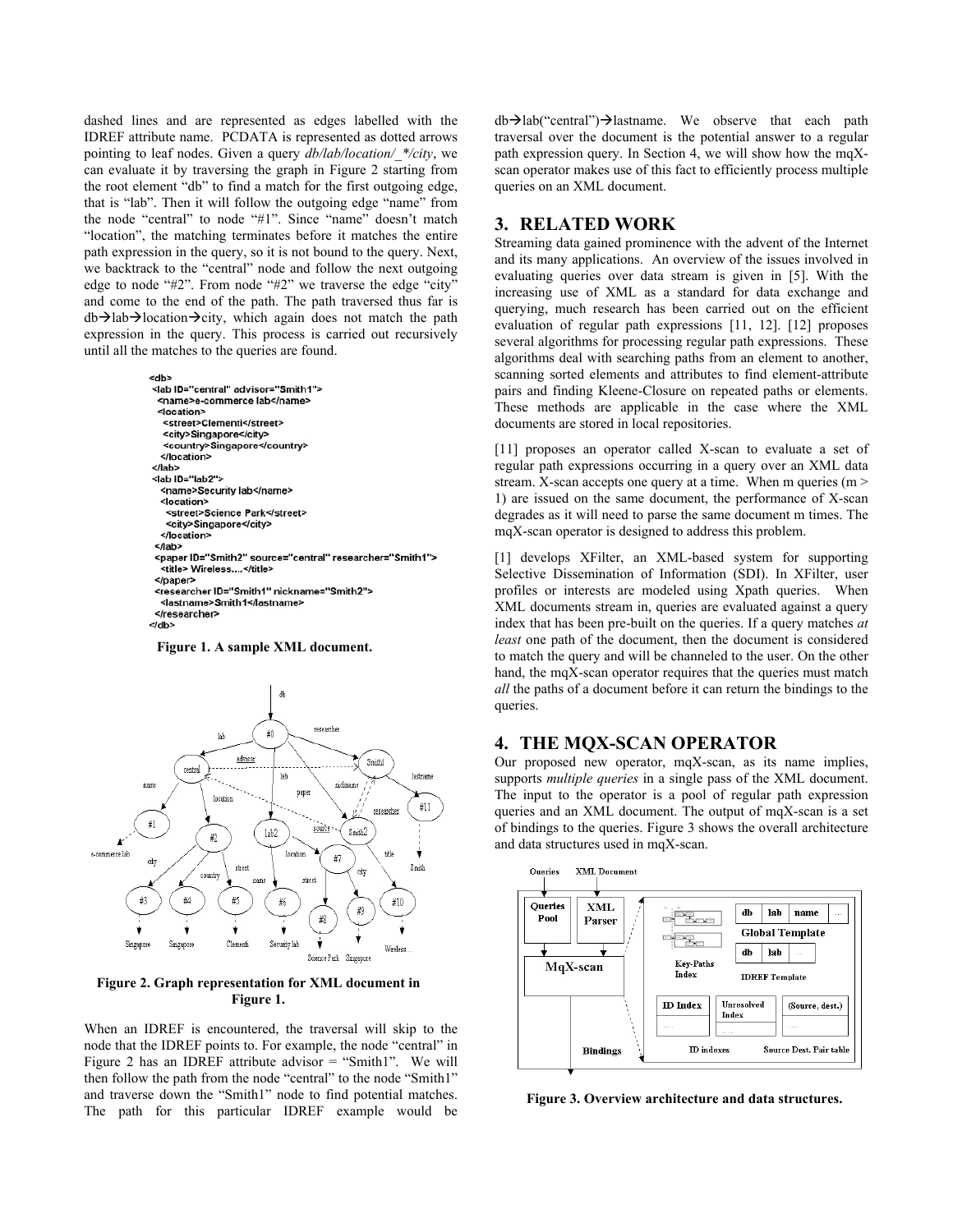dashed lines and are represented as edges labelled with the IDREF attribute name. PCDATA is represented as dotted arrows pointing to leaf nodes. Given a query *db/lab/location/_*/city*, we can evaluate it by traversing the graph in Figure 2 starting from the root element "db" to find a match for the first outgoing edge, that is "lab". Then it will follow the outgoing edge "name" from the node "central" to node "#1". Since "name" doesn't match "location", the matching terminates before it matches the entire path expression in the query, so it is not bound to the query. Next, we backtrack to the "central" node and follow the next outgoing edge to node "#2". From node "#2" we traverse the edge "city" and come to the end of the path. The path traversed thus far is db→lab→location→city, which again does not match the path expression in the query. This process is carried out recursively until all the matches to the queries are found.

```
<db>
 <lab ID="central" advisor="Smith1">
  <name>e-commerce lab</name>
  <location>
   <street>Clementi</street>
   <city>Singapore</city>
   <country>Singapore</country>
  </location>
 </lab>
 <lab ID="lab2">
  <name>Security lab</name>
  <location>
   <street>Science Park</street>
   <city>Singapore</city>
  </location>
 </lab>
 <paper ID="Smith2" source="central" researcher="Smith1">
  <title> Wireless....</title>
 </paper>
 <researcher ID="Smith1" nickname="Smith2">
  <lastname>Smith1</lastname>
 </researcher>
</db>
```

**Figure 1. A sample XML document.**

**Figure 2. Graph representation for XML document in Figure 1.**

When an IDREF is encountered, the traversal will skip to the node that the IDREF points to. For example, the node "central" in Figure 2 has an IDREF attribute advisor = "Smith1". We will then follow the path from the node "central" to the node "Smith1" and traverse down the "Smith1" node to find potential matches. The path for this particular IDREF example would be db→lab("central")→lastname. We observe that each path traversal over the document is the potential answer to a regular path expression query. In Section 4, we will show how the mqX-scan operator makes use of this fact to efficiently process multiple queries on an XML document.

## 3. RELATED WORK

Streaming data gained prominence with the advent of the Internet and its many applications. An overview of the issues involved in evaluating queries over data stream is given in [5]. With the increasing use of XML as a standard for data exchange and querying, much research has been carried out on the efficient evaluation of regular path expressions [11, 12]. [12] proposes several algorithms for processing regular path expressions. These algorithms deal with searching paths from an element to another, scanning sorted elements and attributes to find element-attribute pairs and finding Kleene-Closure on repeated paths or elements. These methods are applicable in the case where the XML documents are stored in local repositories.

[11] proposes an operator called X-scan to evaluate a set of regular path expressions occurring in a query over an XML data stream. X-scan accepts one query at a time. When m queries (m > 1) are issued on the same document, the performance of X-scan degrades as it will need to parse the same document m times. The mqX-scan operator is designed to address this problem.

[1] develops XFilter, an XML-based system for supporting Selective Dissemination of Information (SDI). In XFilter, user profiles or interests are modeled using Xpath queries. When XML documents stream in, queries are evaluated against a query index that has been pre-built on the queries. If a query matches *at least* one path of the document, then the document is considered to match the query and will be channeled to the user. On the other hand, the mqX-scan operator requires that the queries must match *all* the paths of a document before it can return the bindings to the queries.

## 4. THE MQX-SCAN OPERATOR

Our proposed new operator, mqX-scan, as its name implies, supports *multiple queries* in a single pass of the XML document. The input to the operator is a pool of regular path expression queries and an XML document. The output of mqX-scan is a set of bindings to the queries. Figure 3 shows the overall architecture and data structures used in mqX-scan.

**Figure 3. Overview architecture and data structures.**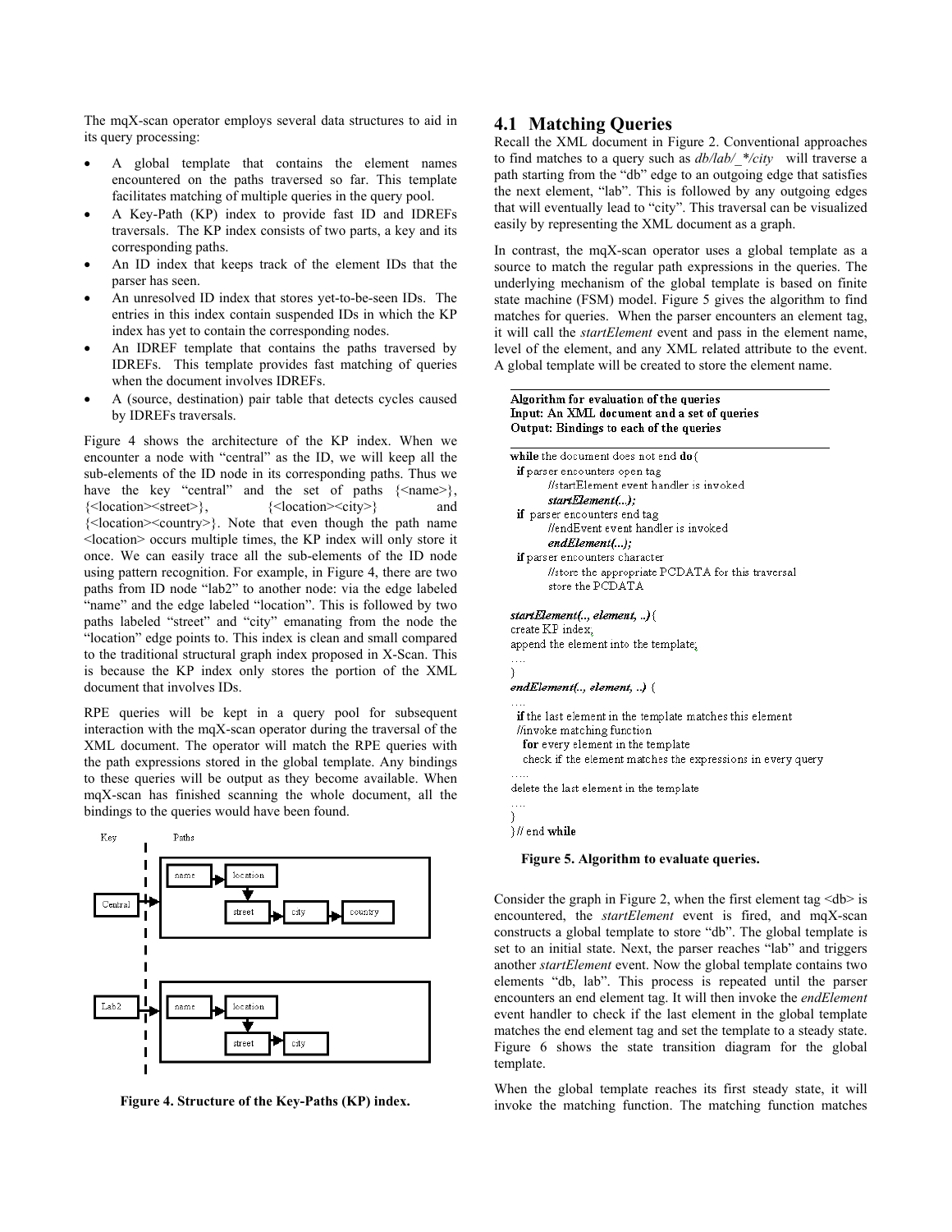The mqX-scan operator employs several data structures to aid in its query processing:

- A global template that contains the element names encountered on the paths traversed so far. This template facilitates matching of multiple queries in the query pool.
- A Key-Path (KP) index to provide fast ID and IDREFs traversals. The KP index consists of two parts, a key and its corresponding paths.
- An ID index that keeps track of the element IDs that the parser has seen.
- An unresolved ID index that stores yet-to-be-seen IDs. The entries in this index contain suspended IDs in which the KP index has yet to contain the corresponding nodes.
- An IDREF template that contains the paths traversed by IDREFs. This template provides fast matching of queries when the document involves IDREFs.
- A (source, destination) pair table that detects cycles caused by IDREFs traversals.

Figure 4 shows the architecture of the KP index. When we encounter a node with "central" as the ID, we will keep all the sub-elements of the ID node in its corresponding paths. Thus we have the key "central" and the set of paths {<name>}, {<location><street>}, {<location><city>} and {<location><country>}. Note that even though the path name <location> occurs multiple times, the KP index will only store it once. We can easily trace all the sub-elements of the ID node using pattern recognition. For example, in Figure 4, there are two paths from ID node "lab2" to another node: via the edge labeled "name" and the edge labeled "location". This is followed by two paths labeled "street" and "city" emanating from the node the "location" edge points to. This index is clean and small compared to the traditional structural graph index proposed in X-Scan. This is because the KP index only stores the portion of the XML document that involves IDs.

RPE queries will be kept in a query pool for subsequent interaction with the mqX-scan operator during the traversal of the XML document. The operator will match the RPE queries with the path expressions stored in the global template. Any bindings to these queries will be output as they become available. When mqX-scan has finished scanning the whole document, all the bindings to the queries would have been found.

Key | Paths

Central → name → location → street → city → country

Lab2 → name → location → street → city

**Figure 4. Structure of the Key-Paths (KP) index.**

## 4.1 Matching Queries

Recall the XML document in Figure 2. Conventional approaches to find matches to a query such as *db/lab/_\*/city* will traverse a path starting from the "db" edge to an outgoing edge that satisfies the next element, "lab". This is followed by any outgoing edges that will eventually lead to "city". This traversal can be visualized easily by representing the XML document as a graph.

In contrast, the mqX-scan operator uses a global template as a source to match the regular path expressions in the queries. The underlying mechanism of the global template is based on finite state machine (FSM) model. Figure 5 gives the algorithm to find matches for queries. When the parser encounters an element tag, it will call the *startElement* event and pass in the element name, level of the element, and any XML related attribute to the event. A global template will be created to store the element name.

```
Algorithm for evaluation of the queries
Input: An XML document and a set of queries
Output: Bindings to each of the queries

while the document does not end do{
  if parser encounters open tag
        //startElement event handler is invoked
        startElement(...);
  if parser encounters end tag
        //endEvent event handler is invoked
        endElement(...);
  if parser encounters character
        //store the appropriate PCDATA for this traversal
        store the PCDATA

startElement(.., element, ..){
create KP index,
append the element into the template;
....
}
endElement(.., element, ..) {
....
  if the last element in the template matches this element
  //invoke matching function
    for every element in the template
    check if the element matches the expressions in every query
.....
delete the last element in the template
....
}
}// end while
```

**Figure 5. Algorithm to evaluate queries.**

Consider the graph in Figure 2, when the first element tag <db> is encountered, the *startElement* event is fired, and mqX-scan constructs a global template to store "db". The global template is set to an initial state. Next, the parser reaches "lab" and triggers another *startElement* event. Now the global template contains two elements "db, lab". This process is repeated until the parser encounters an end element tag. It will then invoke the *endElement* event handler to check if the last element in the global template matches the end element tag and set the template to a steady state. Figure 6 shows the state transition diagram for the global template.

When the global template reaches its first steady state, it will invoke the matching function. The matching function matches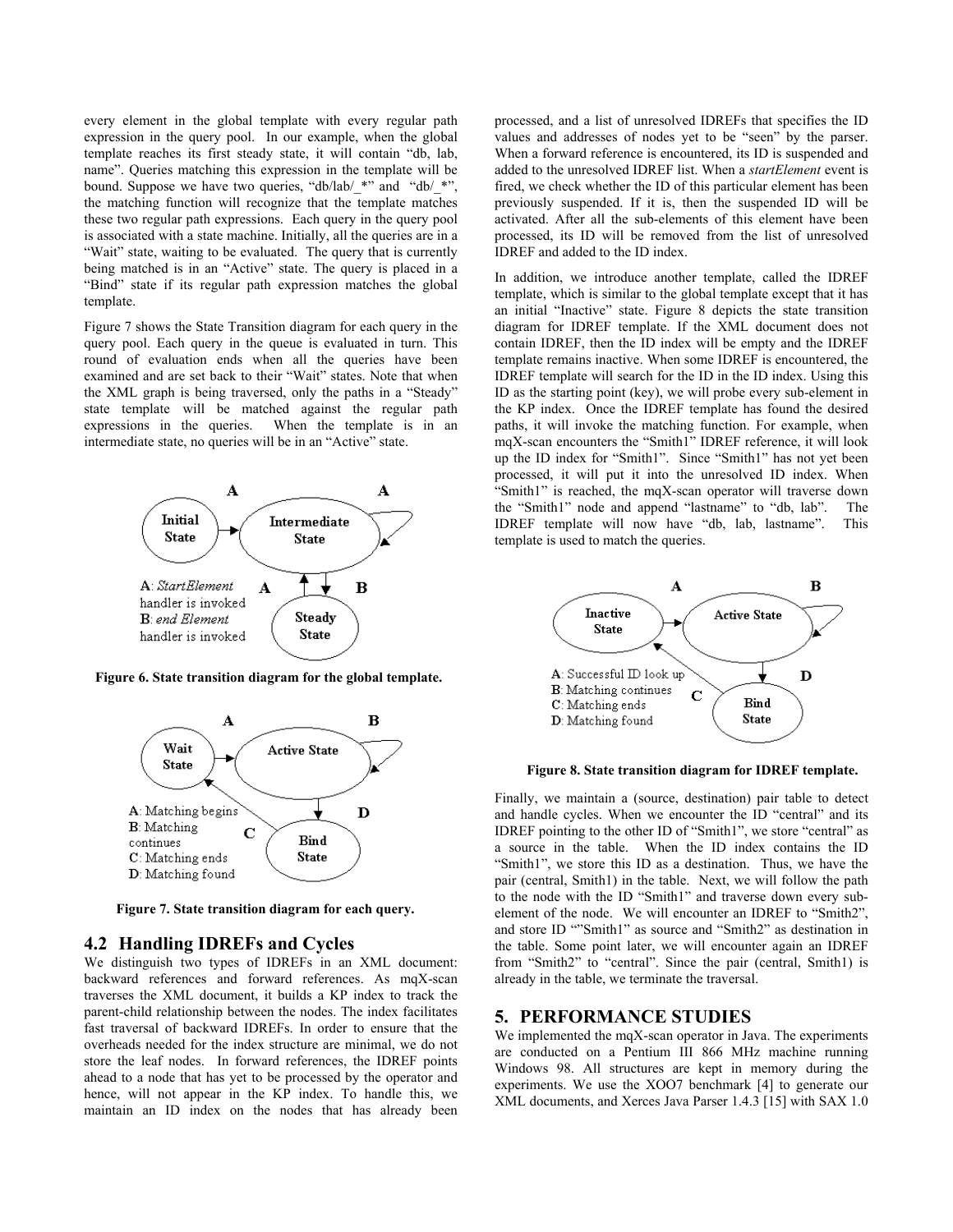every element in the global template with every regular path expression in the query pool. In our example, when the global template reaches its first steady state, it will contain "db, lab, name". Queries matching this expression in the template will be bound. Suppose we have two queries, "db/lab/_*" and "db/_*", the matching function will recognize that the template matches these two regular path expressions. Each query in the query pool is associated with a state machine. Initially, all the queries are in a "Wait" state, waiting to be evaluated. The query that is currently being matched is in an "Active" state. The query is placed in a "Bind" state if its regular path expression matches the global template.

Figure 7 shows the State Transition diagram for each query in the query pool. Each query in the queue is evaluated in turn. This round of evaluation ends when all the queries have been examined and are set back to their "Wait" states. Note that when the XML graph is being traversed, only the paths in a "Steady" state template will be matched against the regular path expressions in the queries. When the template is in an intermediate state, no queries will be in an "Active" state.

**Figure 6. State transition diagram for the global template.**

**Figure 7. State transition diagram for each query.**

## 4.2 Handling IDREFs and Cycles

We distinguish two types of IDREFs in an XML document: backward references and forward references. As mqX-scan traverses the XML document, it builds a KP index to track the parent-child relationship between the nodes. The index facilitates fast traversal of backward IDREFs. In order to ensure that the overheads needed for the index structure are minimal, we do not store the leaf nodes. In forward references, the IDREF points ahead to a node that has yet to be processed by the operator and hence, will not appear in the KP index. To handle this, we maintain an ID index on the nodes that has already been processed, and a list of unresolved IDREFs that specifies the ID values and addresses of nodes yet to be "seen" by the parser. When a forward reference is encountered, its ID is suspended and added to the unresolved IDREF list. When a *startElement* event is fired, we check whether the ID of this particular element has been previously suspended. If it is, then the suspended ID will be activated. After all the sub-elements of this element have been processed, its ID will be removed from the list of unresolved IDREF and added to the ID index.

In addition, we introduce another template, called the IDREF template, which is similar to the global template except that it has an initial "Inactive" state. Figure 8 depicts the state transition diagram for IDREF template. If the XML document does not contain IDREF, then the ID index will be empty and the IDREF template remains inactive. When some IDREF is encountered, the IDREF template will search for the ID in the ID index. Using this ID as the starting point (key), we will probe every sub-element in the KP index. Once the IDREF template has found the desired paths, it will invoke the matching function. For example, when mqX-scan encounters the "Smith1" IDREF reference, it will look up the ID index for "Smith1". Since "Smith1" has not yet been processed, it will put it into the unresolved ID index. When "Smith1" is reached, the mqX-scan operator will traverse down the "Smith1" node and append "lastname" to "db, lab". The IDREF template will now have "db, lab, lastname". This template is used to match the queries.

**Figure 8. State transition diagram for IDREF template.**

Finally, we maintain a (source, destination) pair table to detect and handle cycles. When we encounter the ID "central" and its IDREF pointing to the other ID of "Smith1", we store "central" as a source in the table. When the ID index contains the ID "Smith1", we store this ID as a destination. Thus, we have the pair (central, Smith1) in the table. Next, we will follow the path to the node with the ID "Smith1" and traverse down every sub-element of the node. We will encounter an IDREF to "Smith2", and store ID ""Smith1" as source and "Smith2" as destination in the table. Some point later, we will encounter again an IDREF from "Smith2" to "central". Since the pair (central, Smith1) is already in the table, we terminate the traversal.

## 5. PERFORMANCE STUDIES

We implemented the mqX-scan operator in Java. The experiments are conducted on a Pentium III 866 MHz machine running Windows 98. All structures are kept in memory during the experiments. We use the XOO7 benchmark [4] to generate our XML documents, and Xerces Java Parser 1.4.3 [15] with SAX 1.0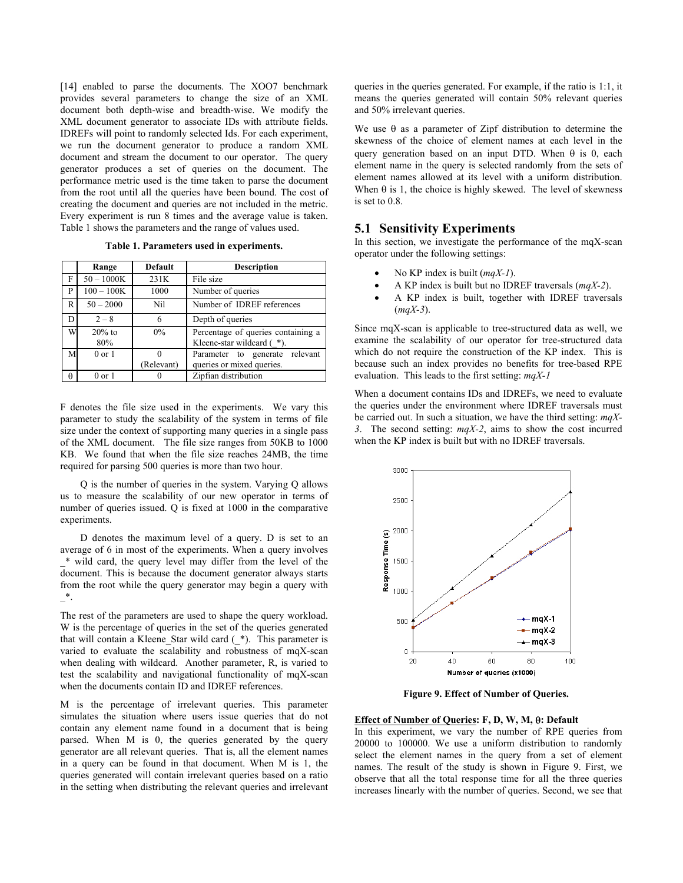[14] enabled to parse the documents. The XOO7 benchmark provides several parameters to change the size of an XML document both depth-wise and breadth-wise. We modify the XML document generator to associate IDs with attribute fields. IDREFs will point to randomly selected Ids. For each experiment, we run the document generator to produce a random XML document and stream the document to our operator. The query generator produces a set of queries on the document. The performance metric used is the time taken to parse the document from the root until all the queries have been bound. The cost of creating the document and queries are not included in the metric. Every experiment is run 8 times and the average value is taken. Table 1 shows the parameters and the range of values used.

**Table 1. Parameters used in experiments.**

| | Range | Default | Description |
|---|---|---|---|
| F | 50 – 1000K | 231K | File size |
| P | 100 – 100K | 1000 | Number of queries |
| R | 50 – 2000 | Nil | Number of IDREF references |
| D | 2 – 8 | 6 | Depth of queries |
| W | 20% to 80% | 0% | Percentage of queries containing a Kleene-star wildcard (_*). |
| M | 0 or 1 | 0 (Relevant) | Parameter to generate relevant queries or mixed queries. |
| θ | 0 or 1 | 0 | Zipfian distribution |

F denotes the file size used in the experiments. We vary this parameter to study the scalability of the system in terms of file size under the context of supporting many queries in a single pass of the XML document. The file size ranges from 50KB to 1000 KB. We found that when the file size reaches 24MB, the time required for parsing 500 queries is more than two hour.

Q is the number of queries in the system. Varying Q allows us to measure the scalability of our new operator in terms of number of queries issued. Q is fixed at 1000 in the comparative experiments.

D denotes the maximum level of a query. D is set to an average of 6 in most of the experiments. When a query involves _* wild card, the query level may differ from the level of the document. This is because the document generator always starts from the root while the query generator may begin a query with _*.

The rest of the parameters are used to shape the query workload. W is the percentage of queries in the set of the queries generated that will contain a Kleene_Star wild card (_*). This parameter is varied to evaluate the scalability and robustness of mqX-scan when dealing with wildcard. Another parameter, R, is varied to test the scalability and navigational functionality of mqX-scan when the documents contain ID and IDREF references.

M is the percentage of irrelevant queries. This parameter simulates the situation where users issue queries that do not contain any element name found in a document that is being parsed. When M is 0, the queries generated by the query generator are all relevant queries. That is, all the element names in a query can be found in that document. When M is 1, the queries generated will contain irrelevant queries based on a ratio in the setting when distributing the relevant queries and irrelevant queries in the queries generated. For example, if the ratio is 1:1, it means the queries generated will contain 50% relevant queries and 50% irrelevant queries.

We use θ as a parameter of Zipf distribution to determine the skewness of the choice of element names at each level in the query generation based on an input DTD. When θ is 0, each element name in the query is selected randomly from the sets of element names allowed at its level with a uniform distribution. When θ is 1, the choice is highly skewed. The level of skewness is set to 0.8.

## 5.1 Sensitivity Experiments

In this section, we investigate the performance of the mqX-scan operator under the following settings:

- No KP index is built (*mqX-1*).
- A KP index is built but no IDREF traversals (*mqX-2*).
- A KP index is built, together with IDREF traversals (*mqX-3*).

Since mqX-scan is applicable to tree-structured data as well, we examine the scalability of our operator for tree-structured data which do not require the construction of the KP index. This is because such an index provides no benefits for tree-based RPE evaluation. This leads to the first setting: *mqX-1*

When a document contains IDs and IDREFs, we need to evaluate the queries under the environment where IDREF traversals must be carried out. In such a situation, we have the third setting: *mqX-3*. The second setting: *mqX-2*, aims to show the cost incurred when the KP index is built but with no IDREF traversals.

**Figure 9. Effect of Number of Queries.**

**Effect of Number of Queries: F, D, W, M, θ: Default**

In this experiment, we vary the number of RPE queries from 20000 to 100000. We use a uniform distribution to randomly select the element names in the query from a set of element names. The result of the study is shown in Figure 9. First, we observe that all the total response time for all the three queries increases linearly with the number of queries. Second, we see that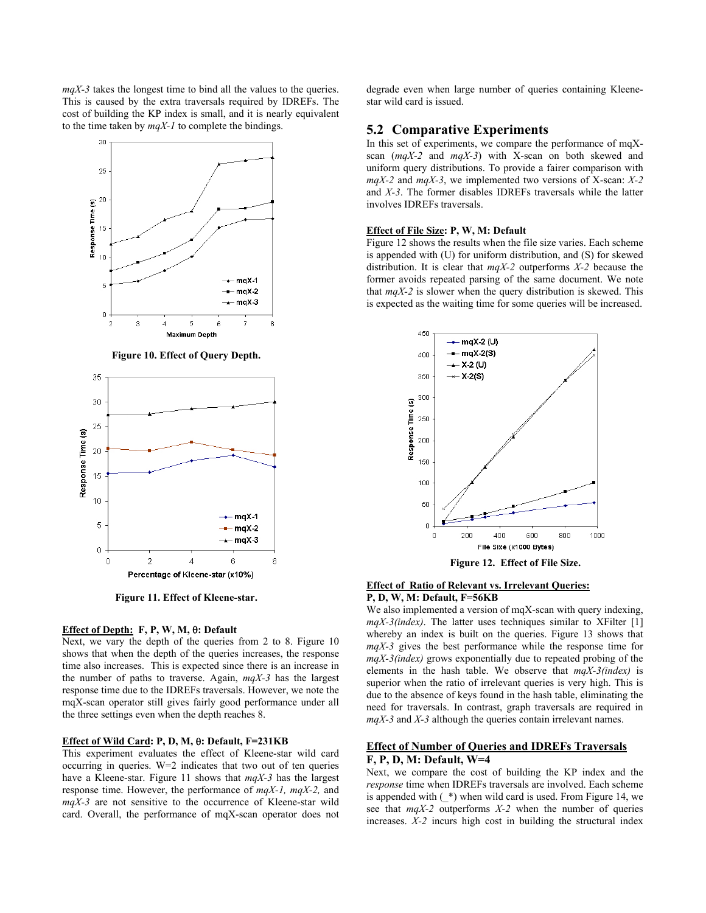*mqX-3* takes the longest time to bind all the values to the queries. This is caused by the extra traversals required by IDREFs. The cost of building the KP index is small, and it is nearly equivalent to the time taken by *mqX-1* to complete the bindings.

Figure 10. Effect of Query Depth.

Figure 11. Effect of Kleene-star.

**Effect of Depth: F, P, W, M, θ: Default**

Next, we vary the depth of the queries from 2 to 8. Figure 10 shows that when the depth of the queries increases, the response time also increases. This is expected since there is an increase in the number of paths to traverse. Again, *mqX-3* has the largest response time due to the IDREFs traversals. However, we note the mqX-scan operator still gives fairly good performance under all the three settings even when the depth reaches 8.

**Effect of Wild Card: P, D, M, θ: Default, F=231KB**

This experiment evaluates the effect of Kleene-star wild card occurring in queries. W=2 indicates that two out of ten queries have a Kleene-star. Figure 11 shows that *mqX-3* has the largest response time. However, the performance of *mqX-1, mqX-2,* and *mqX-3* are not sensitive to the occurrence of Kleene-star wild card. Overall, the performance of mqX-scan operator does not degrade even when large number of queries containing Kleene-star wild card is issued.

## 5.2 Comparative Experiments

In this set of experiments, we compare the performance of mqX-scan (*mqX-2* and *mqX-3*) with X-scan on both skewed and uniform query distributions. To provide a fairer comparison with *mqX-2* and *mqX-3*, we implemented two versions of X-scan: *X-2* and *X-3*. The former disables IDREFs traversals while the latter involves IDREFs traversals.

**Effect of File Size: P, W, M: Default**

Figure 12 shows the results when the file size varies. Each scheme is appended with (U) for uniform distribution, and (S) for skewed distribution. It is clear that *mqX-2* outperforms *X-2* because the former avoids repeated parsing of the same document. We note that *mqX-2* is slower when the query distribution is skewed. This is expected as the waiting time for some queries will be increased.

Figure 12. Effect of File Size.

**Effect of Ratio of Relevant vs. Irrelevant Queries: P, D, W, M: Default, F=56KB**

We also implemented a version of mqX-scan with query indexing, *mqX-3(index)*. The latter uses techniques similar to XFilter [1] whereby an index is built on the queries. Figure 13 shows that *mqX-3* gives the best performance while the response time for *mqX-3(index)* grows exponentially due to repeated probing of the elements in the hash table. We observe that *mqX-3(index)* is superior when the ratio of irrelevant queries is very high. This is due to the absence of keys found in the hash table, eliminating the need for traversals. In contrast, graph traversals are required in *mqX-3* and *X-3* although the queries contain irrelevant names.

**Effect of Number of Queries and IDREFs Traversals F, P, D, M: Default, W=4**

Next, we compare the cost of building the KP index and the *response* time when IDREFs traversals are involved. Each scheme is appended with (_*) when wild card is used. From Figure 14, we see that *mqX-2* outperforms *X-2* when the number of queries increases. *X-2* incurs high cost in building the structural index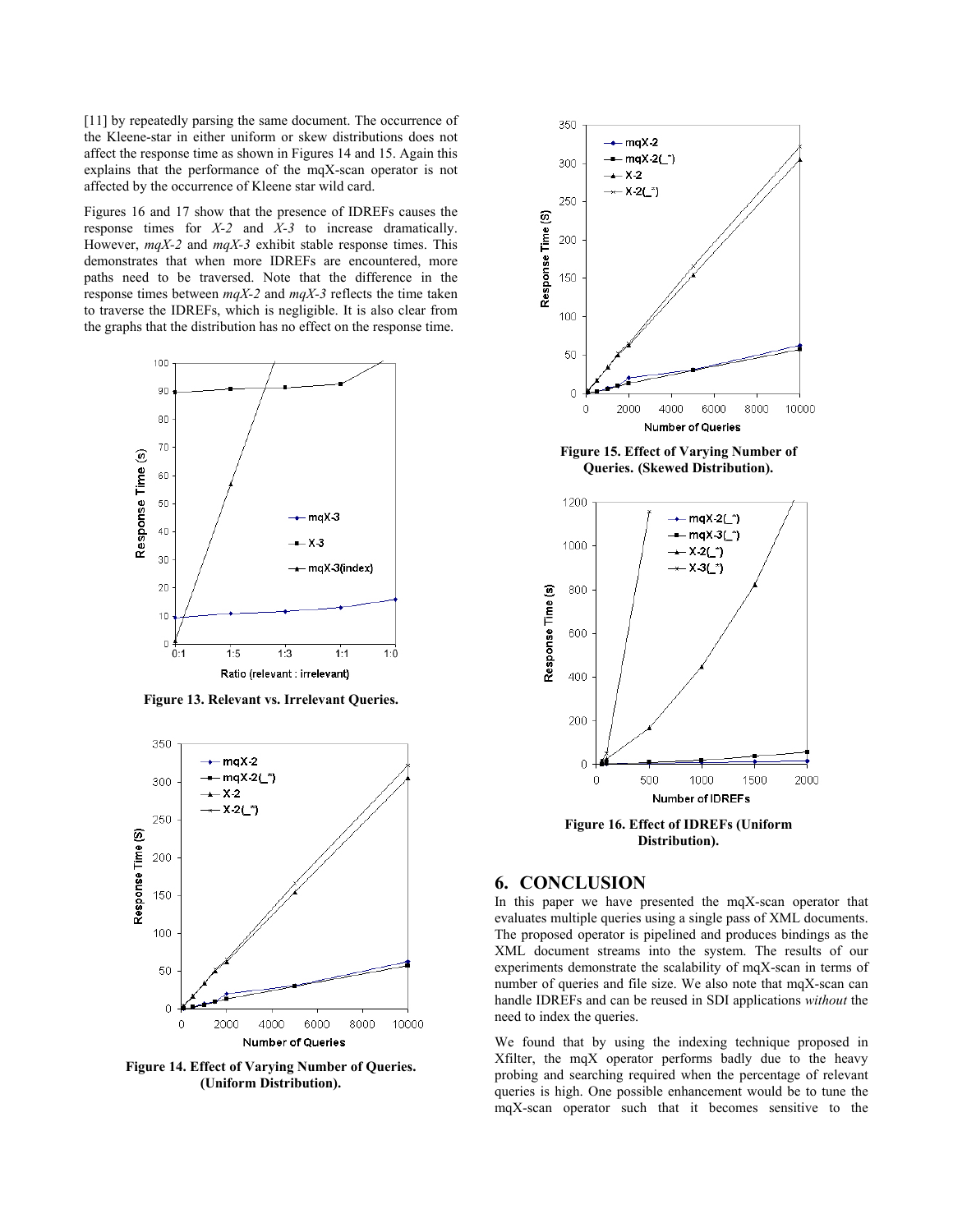[11] by repeatedly parsing the same document. The occurrence of the Kleene-star in either uniform or skew distributions does not affect the response time as shown in Figures 14 and 15. Again this explains that the performance of the mqX-scan operator is not affected by the occurrence of Kleene star wild card.

Figures 16 and 17 show that the presence of IDREFs causes the response times for *X-2* and *X-3* to increase dramatically. However, *mqX-2* and *mqX-3* exhibit stable response times. This demonstrates that when more IDREFs are encountered, more paths need to be traversed. Note that the difference in the response times between *mqX-2* and *mqX-3* reflects the time taken to traverse the IDREFs, which is negligible. It is also clear from the graphs that the distribution has no effect on the response time.

**Figure 13. Relevant vs. Irrelevant Queries.**

**Figure 14. Effect of Varying Number of Queries. (Uniform Distribution).**

**Figure 15. Effect of Varying Number of Queries. (Skewed Distribution).**

**Figure 16. Effect of IDREFs (Uniform Distribution).**

## 6. CONCLUSION

In this paper we have presented the mqX-scan operator that evaluates multiple queries using a single pass of XML documents. The proposed operator is pipelined and produces bindings as the XML document streams into the system. The results of our experiments demonstrate the scalability of mqX-scan in terms of number of queries and file size. We also note that mqX-scan can handle IDREFs and can be reused in SDI applications *without* the need to index the queries.

We found that by using the indexing technique proposed in Xfilter, the mqX operator performs badly due to the heavy probing and searching required when the percentage of relevant queries is high. One possible enhancement would be to tune the mqX-scan operator such that it becomes sensitive to the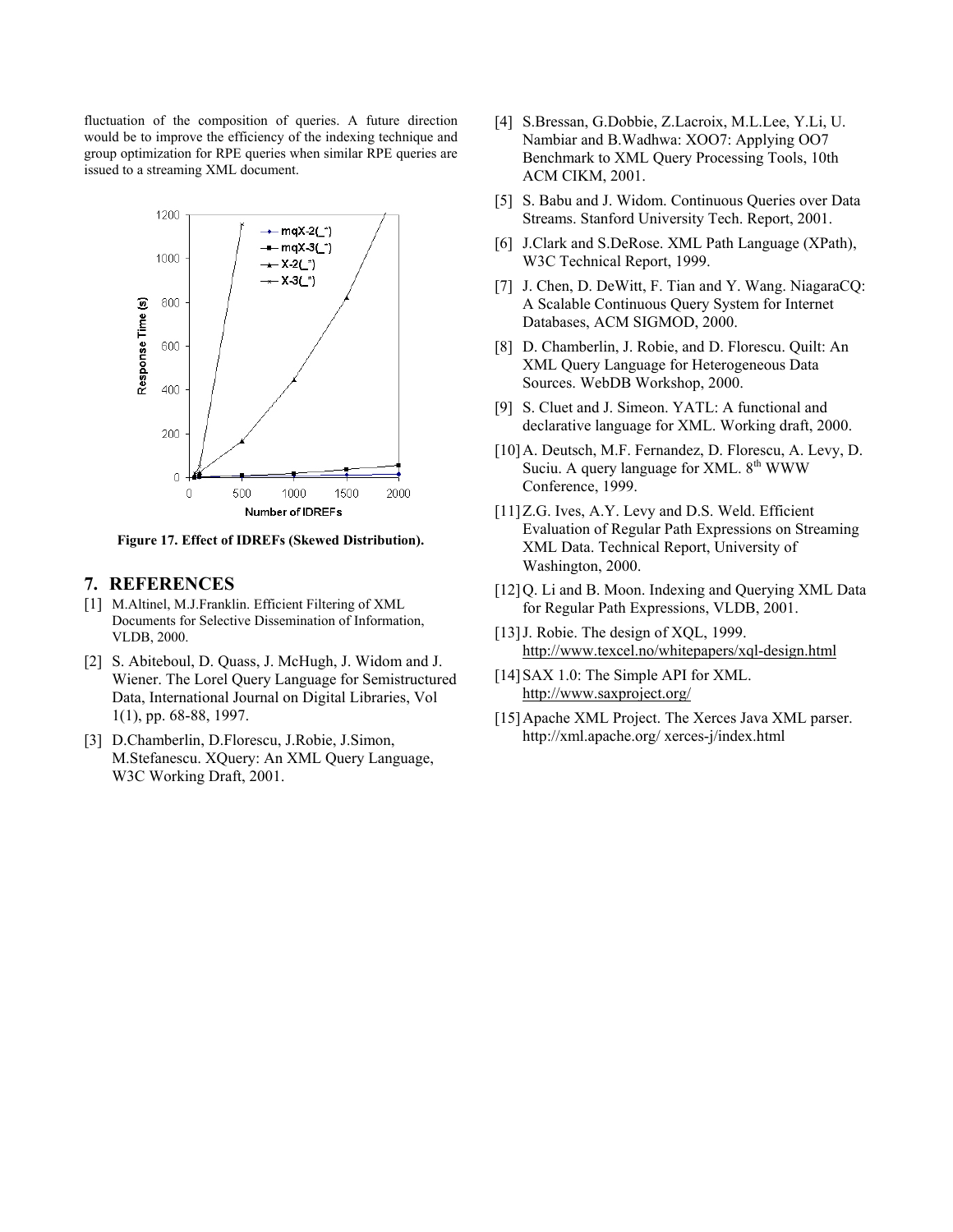fluctuation of the composition of queries. A future direction would be to improve the efficiency of the indexing technique and group optimization for RPE queries when similar RPE queries are issued to a streaming XML document.

1200
1000
800
600
400
200
0
Response Time (s)
0 500 1000 1500 2000
Number of IDREFs
mqX-2(_*)
mqX-3(_*)
X-2(_*)
X-3(_*)

**Figure 17. Effect of IDREFs (Skewed Distribution).**

## 7. REFERENCES

[1] M.Altinel, M.J.Franklin. Efficient Filtering of XML Documents for Selective Dissemination of Information, VLDB, 2000.

[2] S. Abiteboul, D. Quass, J. McHugh, J. Widom and J. Wiener. The Lorel Query Language for Semistructured Data, International Journal on Digital Libraries, Vol 1(1), pp. 68-88, 1997.

[3] D.Chamberlin, D.Florescu, J.Robie, J.Simon, M.Stefanescu. XQuery: An XML Query Language, W3C Working Draft, 2001.

[4] S.Bressan, G.Dobbie, Z.Lacroix, M.L.Lee, Y.Li, U. Nambiar and B.Wadhwa: XOO7: Applying OO7 Benchmark to XML Query Processing Tools, 10th ACM CIKM, 2001.

[5] S. Babu and J. Widom. Continuous Queries over Data Streams. Stanford University Tech. Report, 2001.

[6] J.Clark and S.DeRose. XML Path Language (XPath), W3C Technical Report, 1999.

[7] J. Chen, D. DeWitt, F. Tian and Y. Wang. NiagaraCQ: A Scalable Continuous Query System for Internet Databases, ACM SIGMOD, 2000.

[8] D. Chamberlin, J. Robie, and D. Florescu. Quilt: An XML Query Language for Heterogeneous Data Sources. WebDB Workshop, 2000.

[9] S. Cluet and J. Simeon. YATL: A functional and declarative language for XML. Working draft, 2000.

[10] A. Deutsch, M.F. Fernandez, D. Florescu, A. Levy, D. Suciu. A query language for XML. 8th WWW Conference, 1999.

[11] Z.G. Ives, A.Y. Levy and D.S. Weld. Efficient Evaluation of Regular Path Expressions on Streaming XML Data. Technical Report, University of Washington, 2000.

[12] Q. Li and B. Moon. Indexing and Querying XML Data for Regular Path Expressions, VLDB, 2001.

[13] J. Robie. The design of XQL, 1999. http://www.texcel.no/whitepapers/xql-design.html

[14] SAX 1.0: The Simple API for XML. http://www.saxproject.org/

[15] Apache XML Project. The Xerces Java XML parser. http://xml.apache.org/ xerces-j/index.html